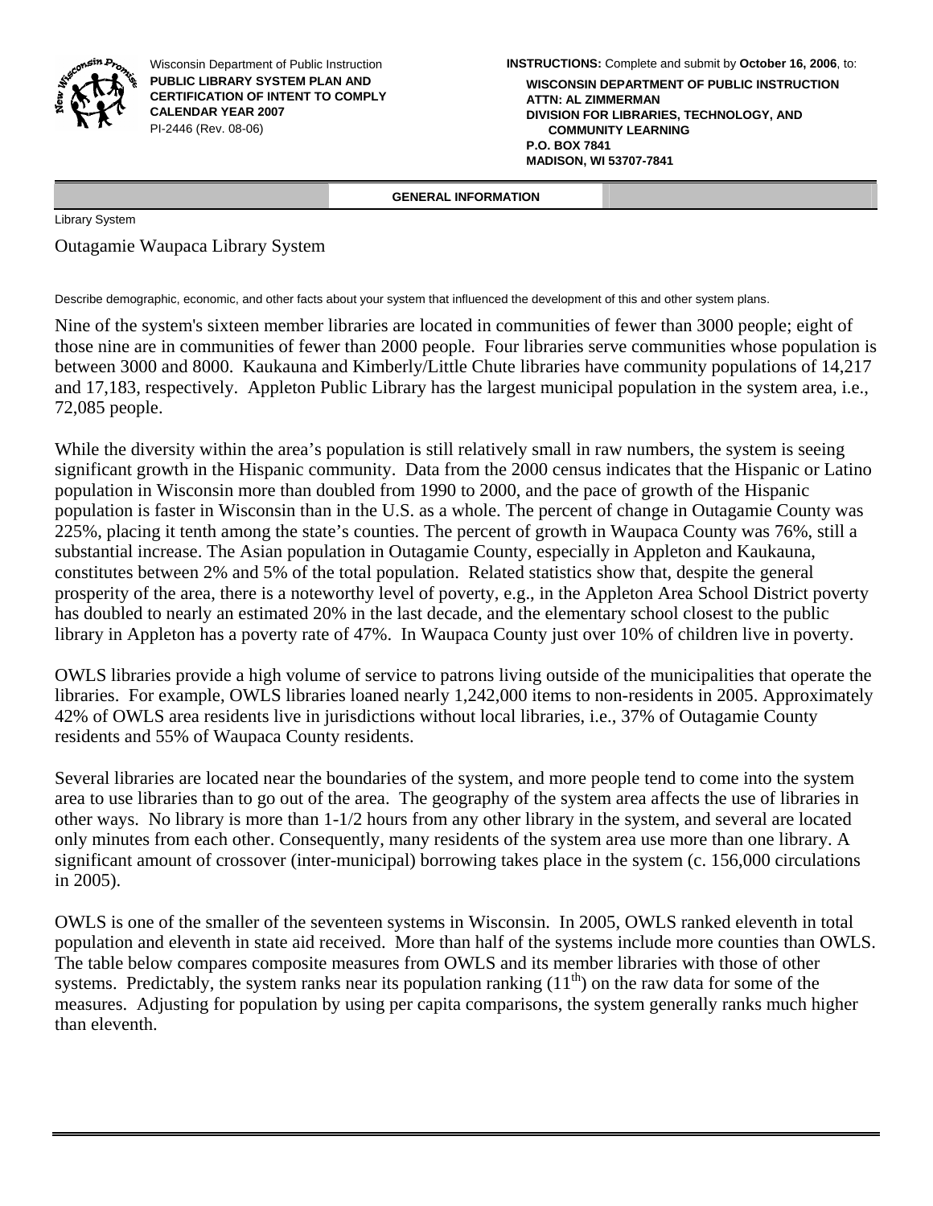Wisconsin Department of Public Instruction
**PUBLIC LIBRARY SYSTEM PLAN AND CERTIFICATION OF INTENT TO COMPLY CALENDAR YEAR 2007**
PI-2446 (Rev. 08-06)

**INSTRUCTIONS:** Complete and submit by **October 16, 2006**, to:

**WISCONSIN DEPARTMENT OF PUBLIC INSTRUCTION**
**ATTN: AL ZIMMERMAN**
**DIVISION FOR LIBRARIES, TECHNOLOGY, AND COMMUNITY LEARNING**
**P.O. BOX 7841**
**MADISON, WI 53707-7841**

## GENERAL INFORMATION

Library System

Outagamie Waupaca Library System

Describe demographic, economic, and other facts about your system that influenced the development of this and other system plans.

Nine of the system's sixteen member libraries are located in communities of fewer than 3000 people; eight of those nine are in communities of fewer than 2000 people. Four libraries serve communities whose population is between 3000 and 8000. Kaukauna and Kimberly/Little Chute libraries have community populations of 14,217 and 17,183, respectively. Appleton Public Library has the largest municipal population in the system area, i.e., 72,085 people.

While the diversity within the area's population is still relatively small in raw numbers, the system is seeing significant growth in the Hispanic community. Data from the 2000 census indicates that the Hispanic or Latino population in Wisconsin more than doubled from 1990 to 2000, and the pace of growth of the Hispanic population is faster in Wisconsin than in the U.S. as a whole. The percent of change in Outagamie County was 225%, placing it tenth among the state's counties. The percent of growth in Waupaca County was 76%, still a substantial increase. The Asian population in Outagamie County, especially in Appleton and Kaukauna, constitutes between 2% and 5% of the total population. Related statistics show that, despite the general prosperity of the area, there is a noteworthy level of poverty, e.g., in the Appleton Area School District poverty has doubled to nearly an estimated 20% in the last decade, and the elementary school closest to the public library in Appleton has a poverty rate of 47%. In Waupaca County just over 10% of children live in poverty.

OWLS libraries provide a high volume of service to patrons living outside of the municipalities that operate the libraries. For example, OWLS libraries loaned nearly 1,242,000 items to non-residents in 2005. Approximately 42% of OWLS area residents live in jurisdictions without local libraries, i.e., 37% of Outagamie County residents and 55% of Waupaca County residents.

Several libraries are located near the boundaries of the system, and more people tend to come into the system area to use libraries than to go out of the area. The geography of the system area affects the use of libraries in other ways. No library is more than 1-1/2 hours from any other library in the system, and several are located only minutes from each other. Consequently, many residents of the system area use more than one library. A significant amount of crossover (inter-municipal) borrowing takes place in the system (c. 156,000 circulations in 2005).

OWLS is one of the smaller of the seventeen systems in Wisconsin. In 2005, OWLS ranked eleventh in total population and eleventh in state aid received. More than half of the systems include more counties than OWLS. The table below compares composite measures from OWLS and its member libraries with those of other systems. Predictably, the system ranks near its population ranking (11th) on the raw data for some of the measures. Adjusting for population by using per capita comparisons, the system generally ranks much higher than eleventh.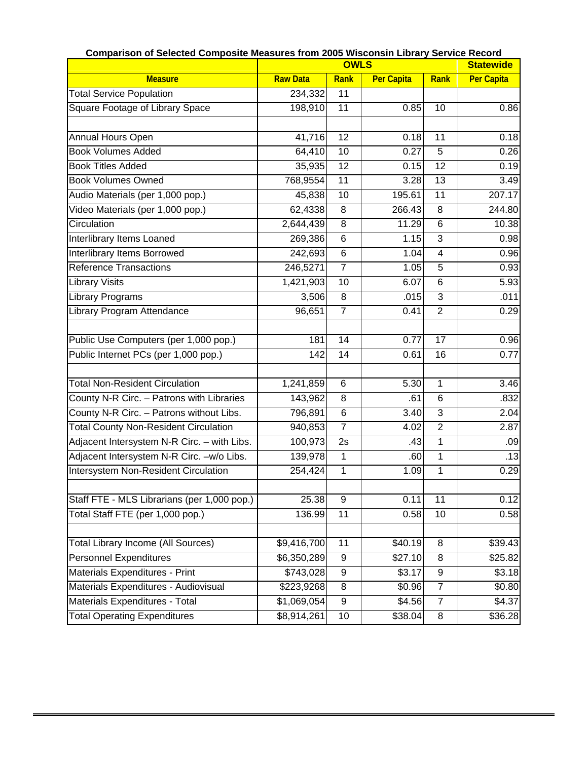**Comparison of Selected Composite Measures from 2005 Wisconsin Library Service Record**

| | OWLS | | | | Statewide |
|---|---|---|---|---|---|
| **Measure** | **Raw Data** | **Rank** | **Per Capita** | **Rank** | **Per Capita** |
| Total Service Population | 234,332 | 11 | | | |
| Square Footage of Library Space | 198,910 | 11 | 0.85 | 10 | 0.86 |
| | | | | | |
| Annual Hours Open | 41,716 | 12 | 0.18 | 11 | 0.18 |
| Book Volumes Added | 64,410 | 10 | 0.27 | 5 | 0.26 |
| Book Titles Added | 35,935 | 12 | 0.15 | 12 | 0.19 |
| Book Volumes Owned | 768,9554 | 11 | 3.28 | 13 | 3.49 |
| Audio Materials (per 1,000 pop.) | 45,838 | 10 | 195.61 | 11 | 207.17 |
| Video Materials (per 1,000 pop.) | 62,4338 | 8 | 266.43 | 8 | 244.80 |
| Circulation | 2,644,439 | 8 | 11.29 | 6 | 10.38 |
| Interlibrary Items Loaned | 269,386 | 6 | 1.15 | 3 | 0.98 |
| Interlibrary Items Borrowed | 242,693 | 6 | 1.04 | 4 | 0.96 |
| Reference Transactions | 246,5271 | 7 | 1.05 | 5 | 0.93 |
| Library Visits | 1,421,903 | 10 | 6.07 | 6 | 5.93 |
| Library Programs | 3,506 | 8 | .015 | 3 | .011 |
| Library Program Attendance | 96,651 | 7 | 0.41 | 2 | 0.29 |
| | | | | | |
| Public Use Computers (per 1,000 pop.) | 181 | 14 | 0.77 | 17 | 0.96 |
| Public Internet PCs (per 1,000 pop.) | 142 | 14 | 0.61 | 16 | 0.77 |
| | | | | | |
| Total Non-Resident Circulation | 1,241,859 | 6 | 5.30 | 1 | 3.46 |
| County N-R Circ. – Patrons with Libraries | 143,962 | 8 | .61 | 6 | .832 |
| County N-R Circ. – Patrons without Libs. | 796,891 | 6 | 3.40 | 3 | 2.04 |
| Total County Non-Resident Circulation | 940,853 | 7 | 4.02 | 2 | 2.87 |
| Adjacent Intersystem N-R Circ. – with Libs. | 100,973 | 2s | .43 | 1 | .09 |
| Adjacent Intersystem N-R Circ. –w/o Libs. | 139,978 | 1 | .60 | 1 | .13 |
| Intersystem Non-Resident Circulation | 254,424 | 1 | 1.09 | 1 | 0.29 |
| | | | | | |
| Staff FTE - MLS Librarians (per 1,000 pop.) | 25.38 | 9 | 0.11 | 11 | 0.12 |
| Total Staff FTE (per 1,000 pop.) | 136.99 | 11 | 0.58 | 10 | 0.58 |
| | | | | | |
| Total Library Income (All Sources) | $9,416,700 | 11 | $40.19 | 8 | $39.43 |
| Personnel Expenditures | $6,350,289 | 9 | $27.10 | 8 | $25.82 |
| Materials Expenditures - Print | $743,028 | 9 | $3.17 | 9 | $3.18 |
| Materials Expenditures - Audiovisual | $223,9268 | 8 | $0.96 | 7 | $0.80 |
| Materials Expenditures - Total | $1,069,054 | 9 | $4.56 | 7 | $4.37 |
| Total Operating Expenditures | $8,914,261 | 10 | $38.04 | 8 | $36.28 |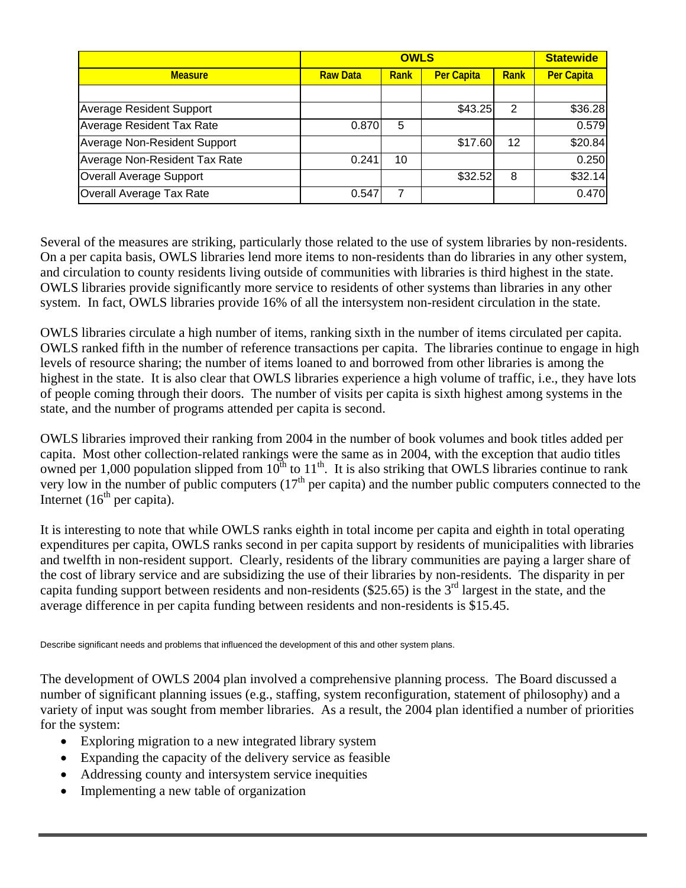| | OWLS | | | | Statewide |
|---|---|---|---|---|---|
| Measure | Raw Data | Rank | Per Capita | Rank | Per Capita |
| | | | | | |
| Average Resident Support | | | $43.25 | 2 | $36.28 |
| Average Resident Tax Rate | 0.870 | 5 | | | 0.579 |
| Average Non-Resident Support | | | $17.60 | 12 | $20.84 |
| Average Non-Resident Tax Rate | 0.241 | 10 | | | 0.250 |
| Overall Average Support | | | $32.52 | 8 | $32.14 |
| Overall Average Tax Rate | 0.547 | 7 | | | 0.470 |

Several of the measures are striking, particularly those related to the use of system libraries by non-residents. On a per capita basis, OWLS libraries lend more items to non-residents than do libraries in any other system, and circulation to county residents living outside of communities with libraries is third highest in the state. OWLS libraries provide significantly more service to residents of other systems than libraries in any other system. In fact, OWLS libraries provide 16% of all the intersystem non-resident circulation in the state.

OWLS libraries circulate a high number of items, ranking sixth in the number of items circulated per capita. OWLS ranked fifth in the number of reference transactions per capita. The libraries continue to engage in high levels of resource sharing; the number of items loaned to and borrowed from other libraries is among the highest in the state. It is also clear that OWLS libraries experience a high volume of traffic, i.e., they have lots of people coming through their doors. The number of visits per capita is sixth highest among systems in the state, and the number of programs attended per capita is second.

OWLS libraries improved their ranking from 2004 in the number of book volumes and book titles added per capita. Most other collection-related rankings were the same as in 2004, with the exception that audio titles owned per 1,000 population slipped from 10th to 11th. It is also striking that OWLS libraries continue to rank very low in the number of public computers (17th per capita) and the number public computers connected to the Internet (16th per capita).

It is interesting to note that while OWLS ranks eighth in total income per capita and eighth in total operating expenditures per capita, OWLS ranks second in per capita support by residents of municipalities with libraries and twelfth in non-resident support. Clearly, residents of the library communities are paying a larger share of the cost of library service and are subsidizing the use of their libraries by non-residents. The disparity in per capita funding support between residents and non-residents ($25.65) is the 3rd largest in the state, and the average difference in per capita funding between residents and non-residents is $15.45.

Describe significant needs and problems that influenced the development of this and other system plans.

The development of OWLS 2004 plan involved a comprehensive planning process. The Board discussed a number of significant planning issues (e.g., staffing, system reconfiguration, statement of philosophy) and a variety of input was sought from member libraries. As a result, the 2004 plan identified a number of priorities for the system:

- Exploring migration to a new integrated library system
- Expanding the capacity of the delivery service as feasible
- Addressing county and intersystem service inequities
- Implementing a new table of organization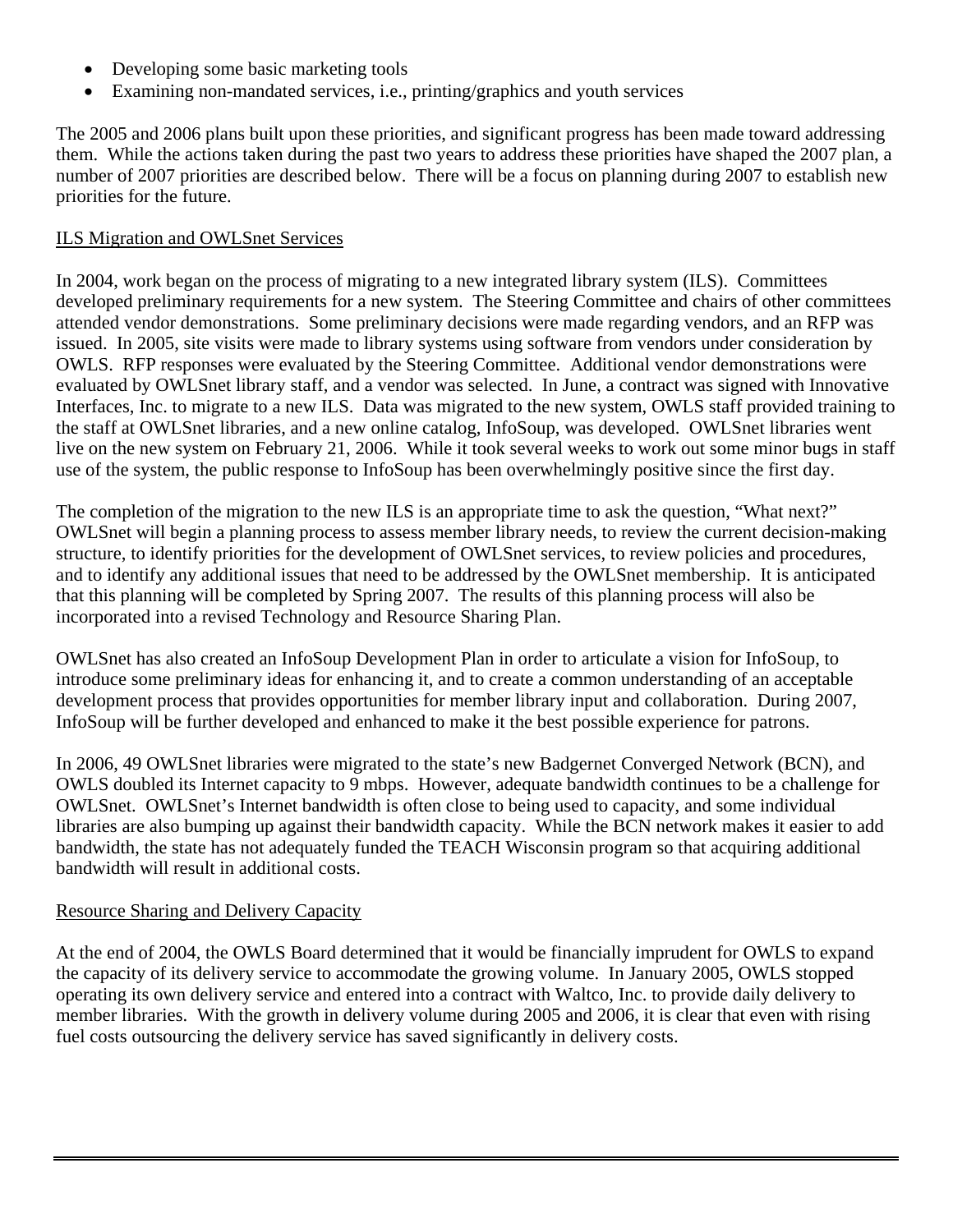- Developing some basic marketing tools
- Examining non-mandated services, i.e., printing/graphics and youth services

The 2005 and 2006 plans built upon these priorities, and significant progress has been made toward addressing them. While the actions taken during the past two years to address these priorities have shaped the 2007 plan, a number of 2007 priorities are described below. There will be a focus on planning during 2007 to establish new priorities for the future.

## ILS Migration and OWLSnet Services

In 2004, work began on the process of migrating to a new integrated library system (ILS). Committees developed preliminary requirements for a new system. The Steering Committee and chairs of other committees attended vendor demonstrations. Some preliminary decisions were made regarding vendors, and an RFP was issued. In 2005, site visits were made to library systems using software from vendors under consideration by OWLS. RFP responses were evaluated by the Steering Committee. Additional vendor demonstrations were evaluated by OWLSnet library staff, and a vendor was selected. In June, a contract was signed with Innovative Interfaces, Inc. to migrate to a new ILS. Data was migrated to the new system, OWLS staff provided training to the staff at OWLSnet libraries, and a new online catalog, InfoSoup, was developed. OWLSnet libraries went live on the new system on February 21, 2006. While it took several weeks to work out some minor bugs in staff use of the system, the public response to InfoSoup has been overwhelmingly positive since the first day.

The completion of the migration to the new ILS is an appropriate time to ask the question, "What next?" OWLSnet will begin a planning process to assess member library needs, to review the current decision-making structure, to identify priorities for the development of OWLSnet services, to review policies and procedures, and to identify any additional issues that need to be addressed by the OWLSnet membership. It is anticipated that this planning will be completed by Spring 2007. The results of this planning process will also be incorporated into a revised Technology and Resource Sharing Plan.

OWLSnet has also created an InfoSoup Development Plan in order to articulate a vision for InfoSoup, to introduce some preliminary ideas for enhancing it, and to create a common understanding of an acceptable development process that provides opportunities for member library input and collaboration. During 2007, InfoSoup will be further developed and enhanced to make it the best possible experience for patrons.

In 2006, 49 OWLSnet libraries were migrated to the state's new Badgernet Converged Network (BCN), and OWLS doubled its Internet capacity to 9 mbps. However, adequate bandwidth continues to be a challenge for OWLSnet. OWLSnet's Internet bandwidth is often close to being used to capacity, and some individual libraries are also bumping up against their bandwidth capacity. While the BCN network makes it easier to add bandwidth, the state has not adequately funded the TEACH Wisconsin program so that acquiring additional bandwidth will result in additional costs.

## Resource Sharing and Delivery Capacity

At the end of 2004, the OWLS Board determined that it would be financially imprudent for OWLS to expand the capacity of its delivery service to accommodate the growing volume. In January 2005, OWLS stopped operating its own delivery service and entered into a contract with Waltco, Inc. to provide daily delivery to member libraries. With the growth in delivery volume during 2005 and 2006, it is clear that even with rising fuel costs outsourcing the delivery service has saved significantly in delivery costs.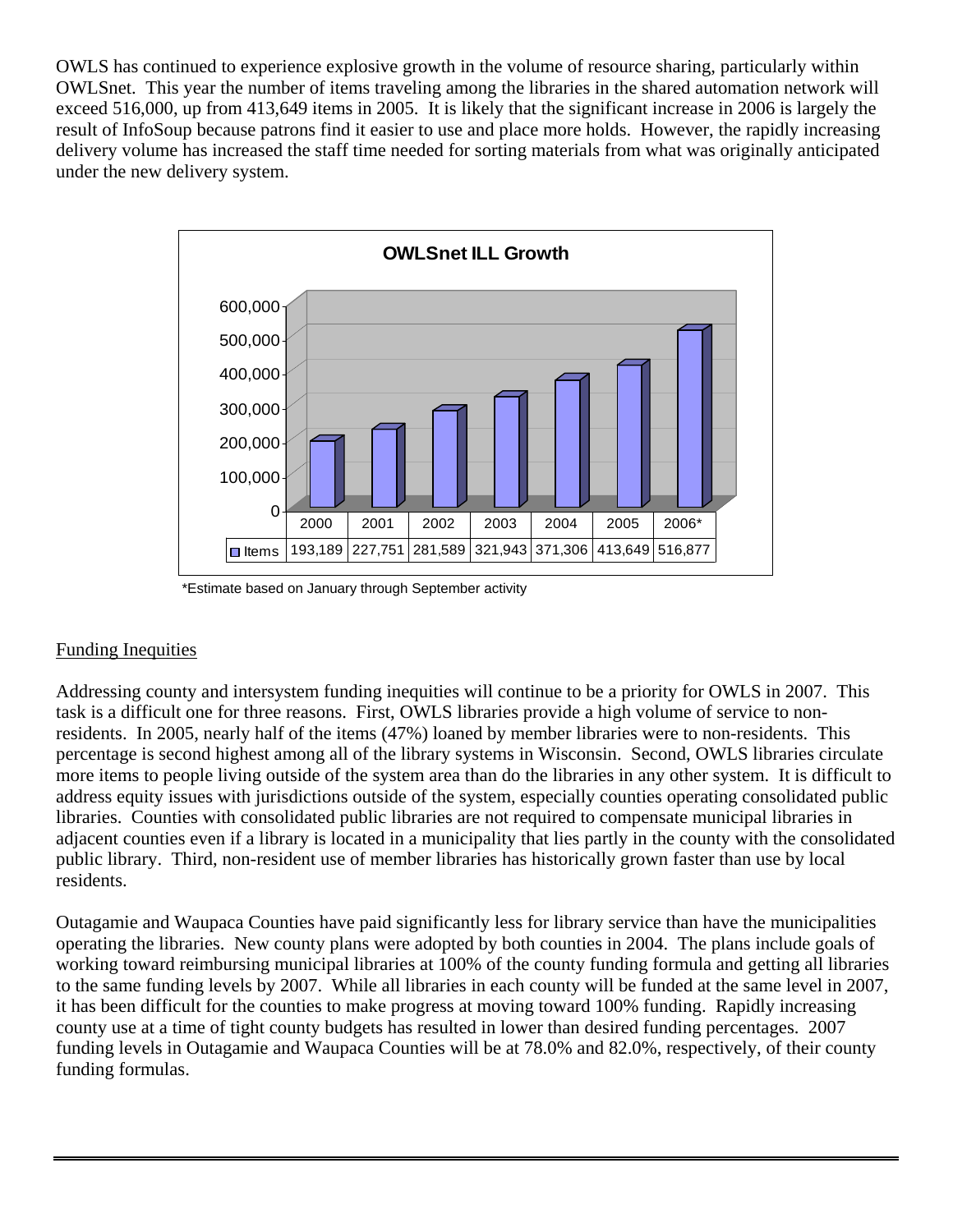OWLS has continued to experience explosive growth in the volume of resource sharing, particularly within OWLSnet. This year the number of items traveling among the libraries in the shared automation network will exceed 516,000, up from 413,649 items in 2005. It is likely that the significant increase in 2006 is largely the result of InfoSoup because patrons find it easier to use and place more holds. However, the rapidly increasing delivery volume has increased the staff time needed for sorting materials from what was originally anticipated under the new delivery system.

**OWLSnet ILL Growth**

| | 2000 | 2001 | 2002 | 2003 | 2004 | 2005 | 2006* |
|---|---|---|---|---|---|---|---|
| Items | 193,189 | 227,751 | 281,589 | 321,943 | 371,306 | 413,649 | 516,877 |

*Estimate based on January through September activity

## Funding Inequities

Addressing county and intersystem funding inequities will continue to be a priority for OWLS in 2007. This task is a difficult one for three reasons. First, OWLS libraries provide a high volume of service to non-residents. In 2005, nearly half of the items (47%) loaned by member libraries were to non-residents. This percentage is second highest among all of the library systems in Wisconsin. Second, OWLS libraries circulate more items to people living outside of the system area than do the libraries in any other system. It is difficult to address equity issues with jurisdictions outside of the system, especially counties operating consolidated public libraries. Counties with consolidated public libraries are not required to compensate municipal libraries in adjacent counties even if a library is located in a municipality that lies partly in the county with the consolidated public library. Third, non-resident use of member libraries has historically grown faster than use by local residents.

Outagamie and Waupaca Counties have paid significantly less for library service than have the municipalities operating the libraries. New county plans were adopted by both counties in 2004. The plans include goals of working toward reimbursing municipal libraries at 100% of the county funding formula and getting all libraries to the same funding levels by 2007. While all libraries in each county will be funded at the same level in 2007, it has been difficult for the counties to make progress at moving toward 100% funding. Rapidly increasing county use at a time of tight county budgets has resulted in lower than desired funding percentages. 2007 funding levels in Outagamie and Waupaca Counties will be at 78.0% and 82.0%, respectively, of their county funding formulas.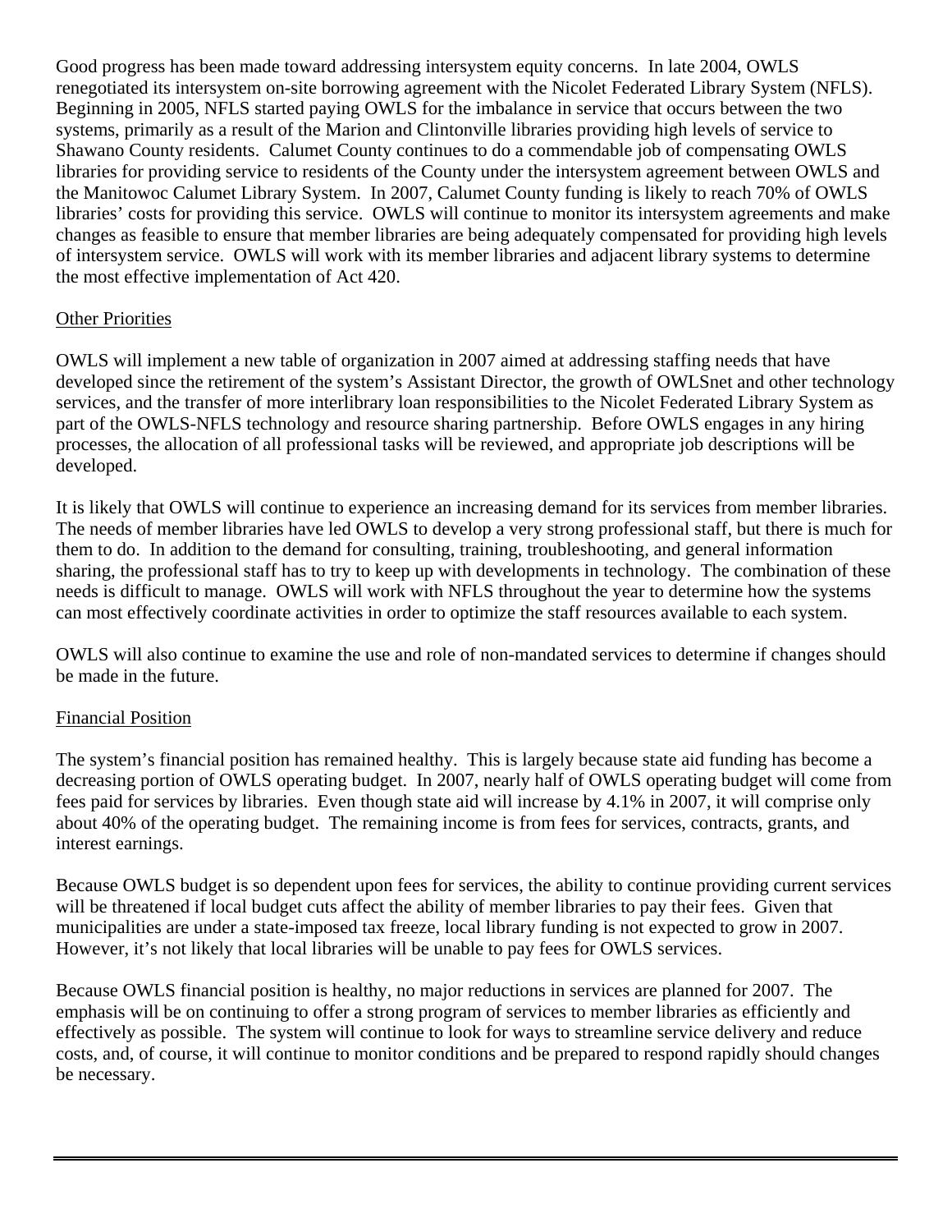Good progress has been made toward addressing intersystem equity concerns. In late 2004, OWLS renegotiated its intersystem on-site borrowing agreement with the Nicolet Federated Library System (NFLS). Beginning in 2005, NFLS started paying OWLS for the imbalance in service that occurs between the two systems, primarily as a result of the Marion and Clintonville libraries providing high levels of service to Shawano County residents. Calumet County continues to do a commendable job of compensating OWLS libraries for providing service to residents of the County under the intersystem agreement between OWLS and the Manitowoc Calumet Library System. In 2007, Calumet County funding is likely to reach 70% of OWLS libraries' costs for providing this service. OWLS will continue to monitor its intersystem agreements and make changes as feasible to ensure that member libraries are being adequately compensated for providing high levels of intersystem service. OWLS will work with its member libraries and adjacent library systems to determine the most effective implementation of Act 420.

## Other Priorities

OWLS will implement a new table of organization in 2007 aimed at addressing staffing needs that have developed since the retirement of the system's Assistant Director, the growth of OWLSnet and other technology services, and the transfer of more interlibrary loan responsibilities to the Nicolet Federated Library System as part of the OWLS-NFLS technology and resource sharing partnership. Before OWLS engages in any hiring processes, the allocation of all professional tasks will be reviewed, and appropriate job descriptions will be developed.

It is likely that OWLS will continue to experience an increasing demand for its services from member libraries. The needs of member libraries have led OWLS to develop a very strong professional staff, but there is much for them to do. In addition to the demand for consulting, training, troubleshooting, and general information sharing, the professional staff has to try to keep up with developments in technology. The combination of these needs is difficult to manage. OWLS will work with NFLS throughout the year to determine how the systems can most effectively coordinate activities in order to optimize the staff resources available to each system.

OWLS will also continue to examine the use and role of non-mandated services to determine if changes should be made in the future.

## Financial Position

The system's financial position has remained healthy. This is largely because state aid funding has become a decreasing portion of OWLS operating budget. In 2007, nearly half of OWLS operating budget will come from fees paid for services by libraries. Even though state aid will increase by 4.1% in 2007, it will comprise only about 40% of the operating budget. The remaining income is from fees for services, contracts, grants, and interest earnings.

Because OWLS budget is so dependent upon fees for services, the ability to continue providing current services will be threatened if local budget cuts affect the ability of member libraries to pay their fees. Given that municipalities are under a state-imposed tax freeze, local library funding is not expected to grow in 2007. However, it's not likely that local libraries will be unable to pay fees for OWLS services.

Because OWLS financial position is healthy, no major reductions in services are planned for 2007. The emphasis will be on continuing to offer a strong program of services to member libraries as efficiently and effectively as possible. The system will continue to look for ways to streamline service delivery and reduce costs, and, of course, it will continue to monitor conditions and be prepared to respond rapidly should changes be necessary.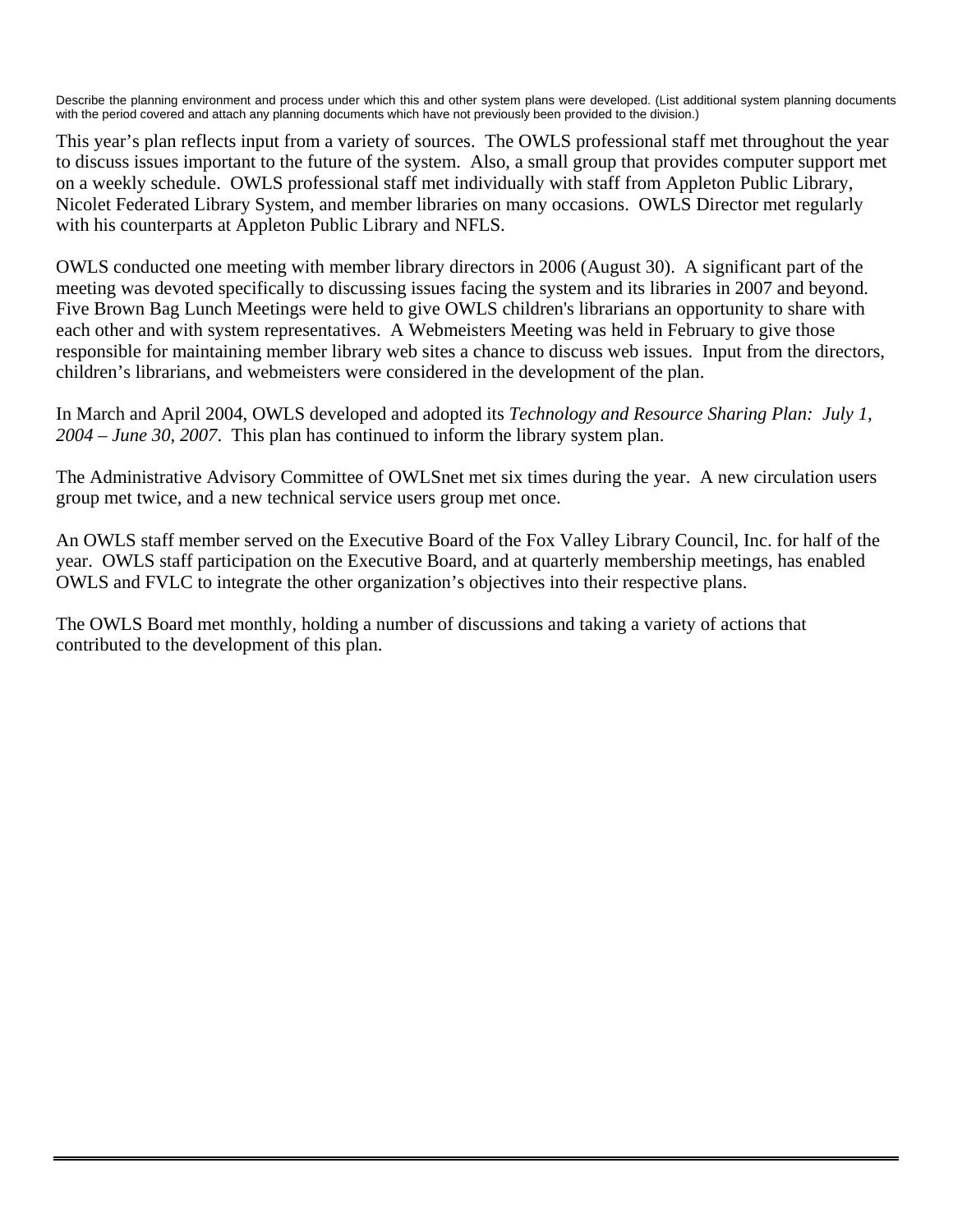Describe the planning environment and process under which this and other system plans were developed. (List additional system planning documents with the period covered and attach any planning documents which have not previously been provided to the division.)

This year's plan reflects input from a variety of sources. The OWLS professional staff met throughout the year to discuss issues important to the future of the system. Also, a small group that provides computer support met on a weekly schedule. OWLS professional staff met individually with staff from Appleton Public Library, Nicolet Federated Library System, and member libraries on many occasions. OWLS Director met regularly with his counterparts at Appleton Public Library and NFLS.

OWLS conducted one meeting with member library directors in 2006 (August 30). A significant part of the meeting was devoted specifically to discussing issues facing the system and its libraries in 2007 and beyond. Five Brown Bag Lunch Meetings were held to give OWLS children's librarians an opportunity to share with each other and with system representatives. A Webmeisters Meeting was held in February to give those responsible for maintaining member library web sites a chance to discuss web issues. Input from the directors, children's librarians, and webmeisters were considered in the development of the plan.

In March and April 2004, OWLS developed and adopted its *Technology and Resource Sharing Plan: July 1, 2004 – June 30, 2007*. This plan has continued to inform the library system plan.

The Administrative Advisory Committee of OWLSnet met six times during the year. A new circulation users group met twice, and a new technical service users group met once.

An OWLS staff member served on the Executive Board of the Fox Valley Library Council, Inc. for half of the year. OWLS staff participation on the Executive Board, and at quarterly membership meetings, has enabled OWLS and FVLC to integrate the other organization's objectives into their respective plans.

The OWLS Board met monthly, holding a number of discussions and taking a variety of actions that contributed to the development of this plan.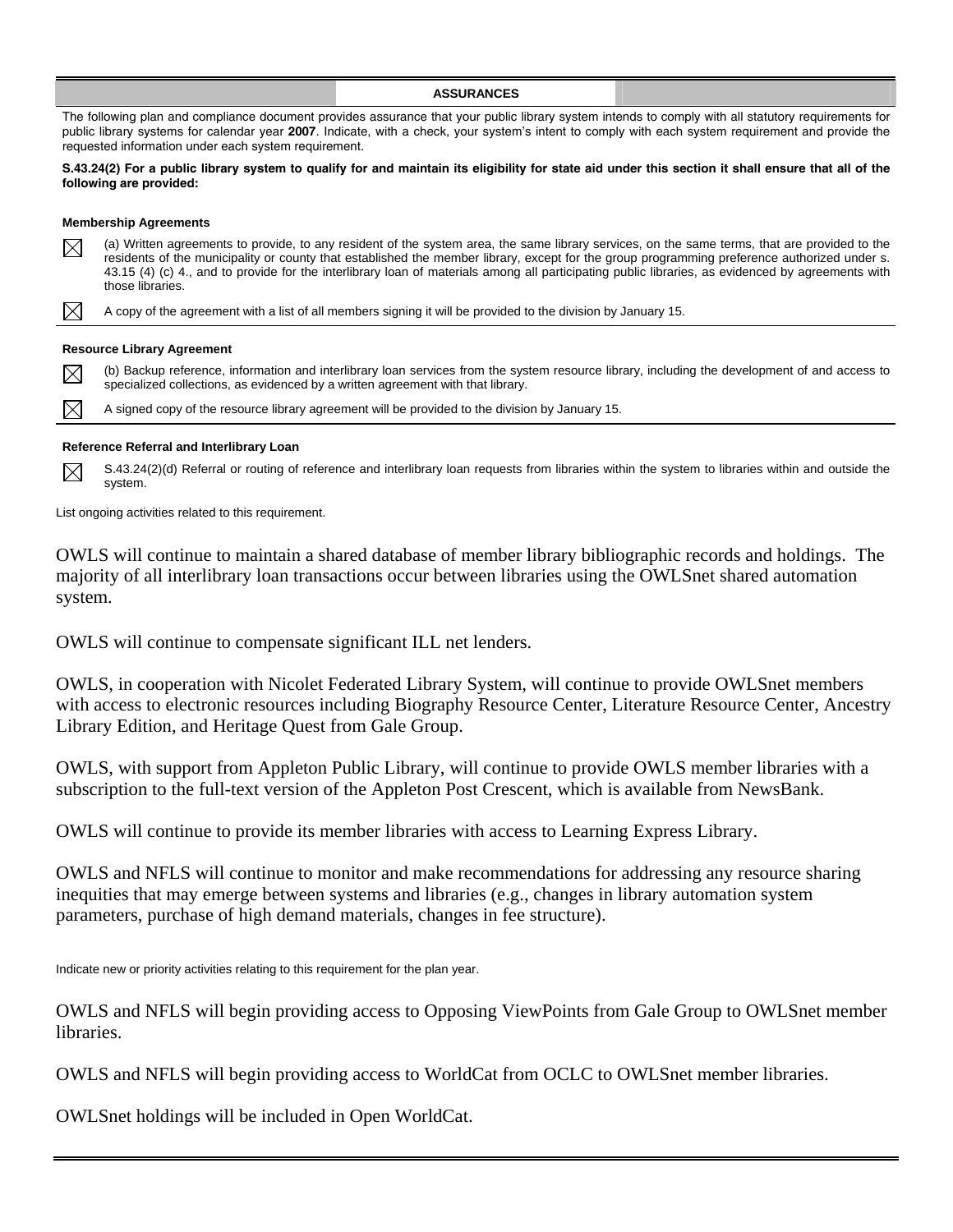## ASSURANCES

The following plan and compliance document provides assurance that your public library system intends to comply with all statutory requirements for public library systems for calendar year **2007**. Indicate, with a check, your system's intent to comply with each system requirement and provide the requested information under each system requirement.

**S.43.24(2) For a public library system to qualify for and maintain its eligibility for state aid under this section it shall ensure that all of the following are provided:**

### Membership Agreements

☒ (a) Written agreements to provide, to any resident of the system area, the same library services, on the same terms, that are provided to the residents of the municipality or county that established the member library, except for the group programming preference authorized under s. 43.15 (4) (c) 4., and to provide for the interlibrary loan of materials among all participating public libraries, as evidenced by agreements with those libraries.

☒ A copy of the agreement with a list of all members signing it will be provided to the division by January 15.

### Resource Library Agreement

☒ (b) Backup reference, information and interlibrary loan services from the system resource library, including the development of and access to specialized collections, as evidenced by a written agreement with that library.

☒ A signed copy of the resource library agreement will be provided to the division by January 15.

### Reference Referral and Interlibrary Loan

☒ S.43.24(2)(d) Referral or routing of reference and interlibrary loan requests from libraries within the system to libraries within and outside the system.

List ongoing activities related to this requirement.

OWLS will continue to maintain a shared database of member library bibliographic records and holdings. The majority of all interlibrary loan transactions occur between libraries using the OWLSnet shared automation system.

OWLS will continue to compensate significant ILL net lenders.

OWLS, in cooperation with Nicolet Federated Library System, will continue to provide OWLSnet members with access to electronic resources including Biography Resource Center, Literature Resource Center, Ancestry Library Edition, and Heritage Quest from Gale Group.

OWLS, with support from Appleton Public Library, will continue to provide OWLS member libraries with a subscription to the full-text version of the Appleton Post Crescent, which is available from NewsBank.

OWLS will continue to provide its member libraries with access to Learning Express Library.

OWLS and NFLS will continue to monitor and make recommendations for addressing any resource sharing inequities that may emerge between systems and libraries (e.g., changes in library automation system parameters, purchase of high demand materials, changes in fee structure).

Indicate new or priority activities relating to this requirement for the plan year.

OWLS and NFLS will begin providing access to Opposing ViewPoints from Gale Group to OWLSnet member libraries.

OWLS and NFLS will begin providing access to WorldCat from OCLC to OWLSnet member libraries.

OWLSnet holdings will be included in Open WorldCat.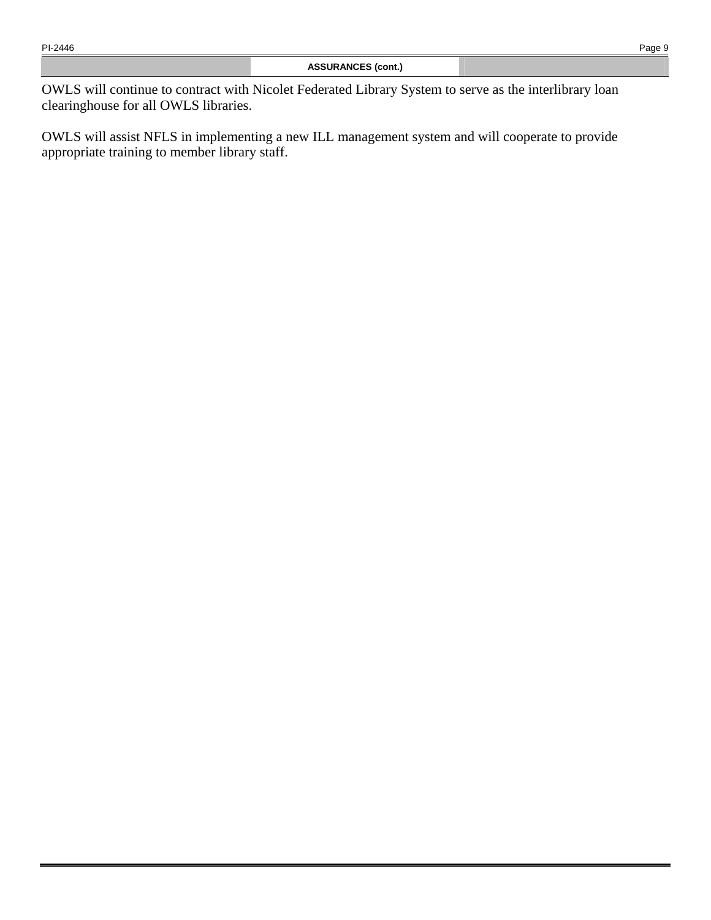## ASSURANCES (cont.)

OWLS will continue to contract with Nicolet Federated Library System to serve as the interlibrary loan clearinghouse for all OWLS libraries.

OWLS will assist NFLS in implementing a new ILL management system and will cooperate to provide appropriate training to member library staff.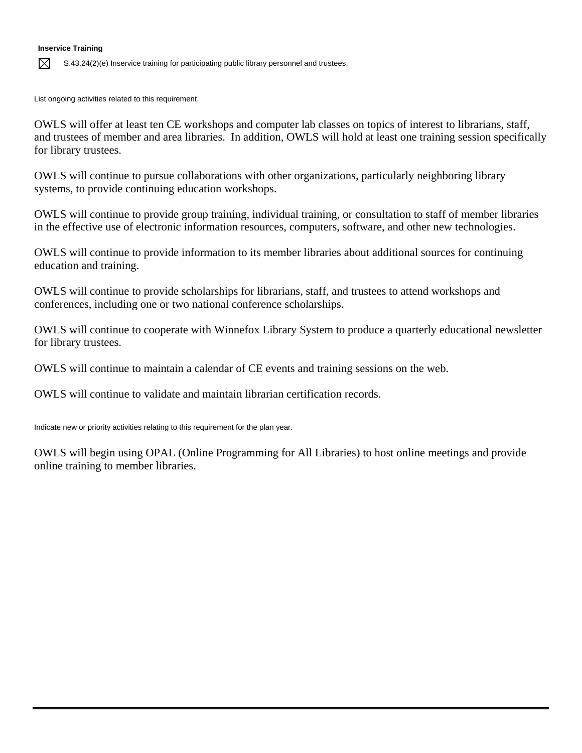**Inservice Training**

☒ S.43.24(2)(e) Inservice training for participating public library personnel and trustees.

List ongoing activities related to this requirement.

OWLS will offer at least ten CE workshops and computer lab classes on topics of interest to librarians, staff, and trustees of member and area libraries. In addition, OWLS will hold at least one training session specifically for library trustees.

OWLS will continue to pursue collaborations with other organizations, particularly neighboring library systems, to provide continuing education workshops.

OWLS will continue to provide group training, individual training, or consultation to staff of member libraries in the effective use of electronic information resources, computers, software, and other new technologies.

OWLS will continue to provide information to its member libraries about additional sources for continuing education and training.

OWLS will continue to provide scholarships for librarians, staff, and trustees to attend workshops and conferences, including one or two national conference scholarships.

OWLS will continue to cooperate with Winnefox Library System to produce a quarterly educational newsletter for library trustees.

OWLS will continue to maintain a calendar of CE events and training sessions on the web.

OWLS will continue to validate and maintain librarian certification records.

Indicate new or priority activities relating to this requirement for the plan year.

OWLS will begin using OPAL (Online Programming for All Libraries) to host online meetings and provide online training to member libraries.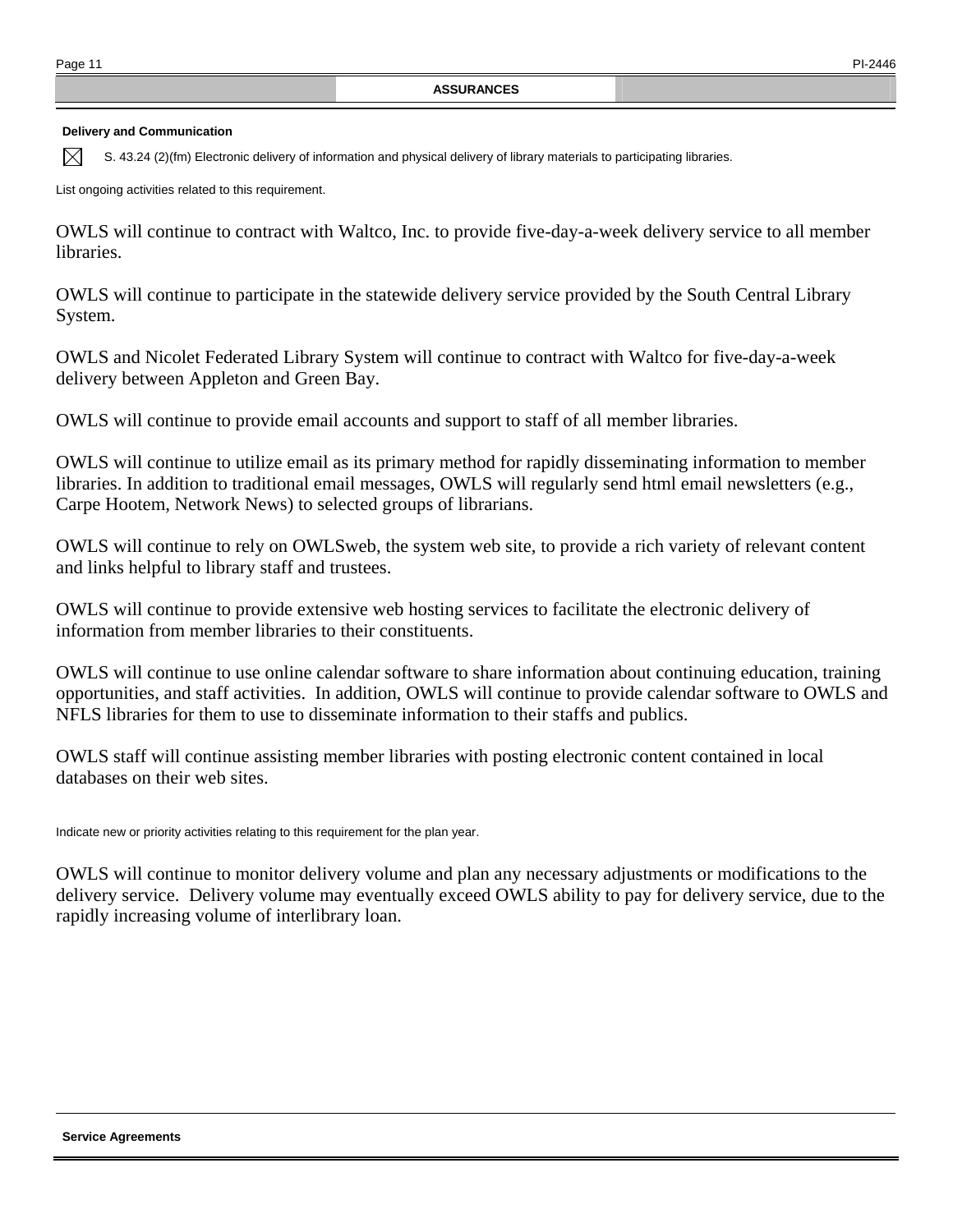## ASSURANCES

### Delivery and Communication

☒ S. 43.24 (2)(fm) Electronic delivery of information and physical delivery of library materials to participating libraries.

List ongoing activities related to this requirement.

OWLS will continue to contract with Waltco, Inc. to provide five-day-a-week delivery service to all member libraries.

OWLS will continue to participate in the statewide delivery service provided by the South Central Library System.

OWLS and Nicolet Federated Library System will continue to contract with Waltco for five-day-a-week delivery between Appleton and Green Bay.

OWLS will continue to provide email accounts and support to staff of all member libraries.

OWLS will continue to utilize email as its primary method for rapidly disseminating information to member libraries. In addition to traditional email messages, OWLS will regularly send html email newsletters (e.g., Carpe Hootem, Network News) to selected groups of librarians.

OWLS will continue to rely on OWLSweb, the system web site, to provide a rich variety of relevant content and links helpful to library staff and trustees.

OWLS will continue to provide extensive web hosting services to facilitate the electronic delivery of information from member libraries to their constituents.

OWLS will continue to use online calendar software to share information about continuing education, training opportunities, and staff activities. In addition, OWLS will continue to provide calendar software to OWLS and NFLS libraries for them to use to disseminate information to their staffs and publics.

OWLS staff will continue assisting member libraries with posting electronic content contained in local databases on their web sites.

Indicate new or priority activities relating to this requirement for the plan year.

OWLS will continue to monitor delivery volume and plan any necessary adjustments or modifications to the delivery service. Delivery volume may eventually exceed OWLS ability to pay for delivery service, due to the rapidly increasing volume of interlibrary loan.

### Service Agreements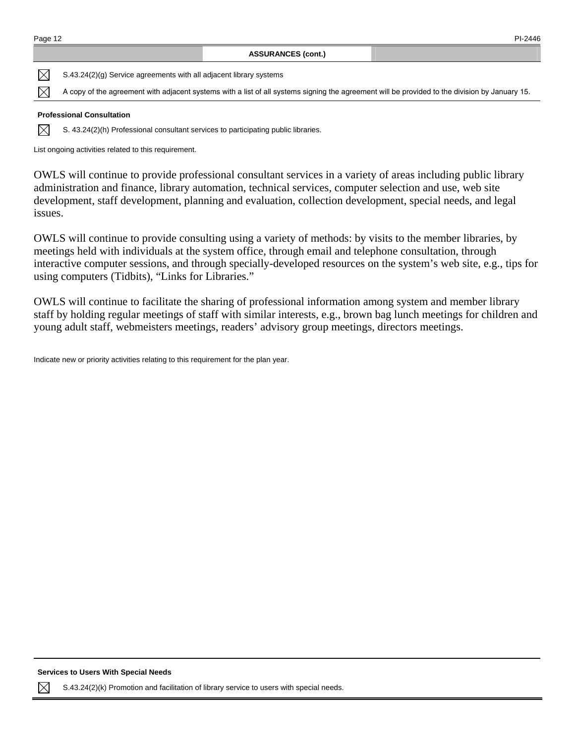**ASSURANCES (cont.)**

☒ S.43.24(2)(g) Service agreements with all adjacent library systems

☒ A copy of the agreement with adjacent systems with a list of all systems signing the agreement will be provided to the division by January 15.

**Professional Consultation**

☒ S. 43.24(2)(h) Professional consultant services to participating public libraries.

List ongoing activities related to this requirement.

OWLS will continue to provide professional consultant services in a variety of areas including public library administration and finance, library automation, technical services, computer selection and use, web site development, staff development, planning and evaluation, collection development, special needs, and legal issues.

OWLS will continue to provide consulting using a variety of methods: by visits to the member libraries, by meetings held with individuals at the system office, through email and telephone consultation, through interactive computer sessions, and through specially-developed resources on the system's web site, e.g., tips for using computers (Tidbits), "Links for Libraries."

OWLS will continue to facilitate the sharing of professional information among system and member library staff by holding regular meetings of staff with similar interests, e.g., brown bag lunch meetings for children and young adult staff, webmeisters meetings, readers' advisory group meetings, directors meetings.

Indicate new or priority activities relating to this requirement for the plan year.

**Services to Users With Special Needs**

☒ S.43.24(2)(k) Promotion and facilitation of library service to users with special needs.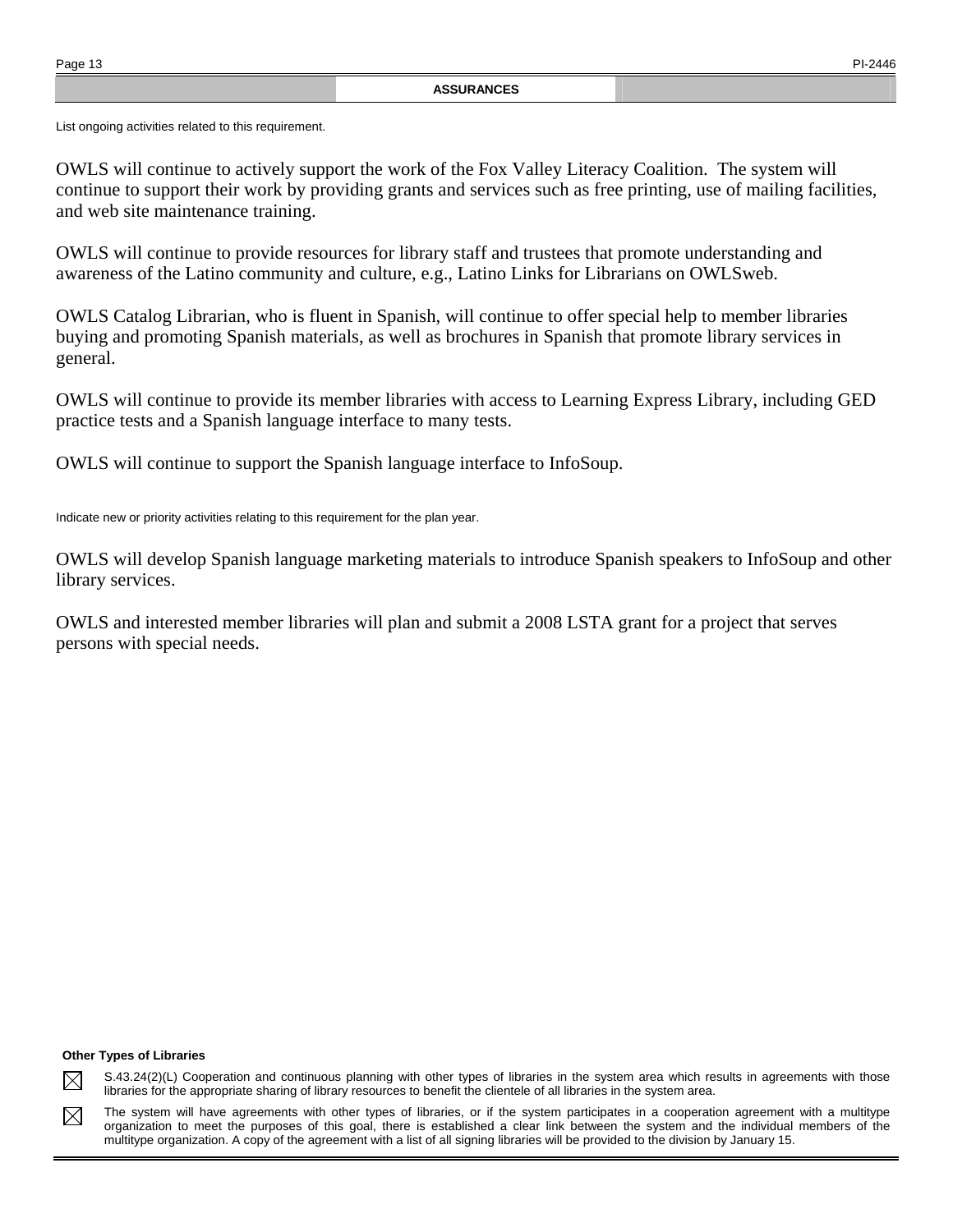## ASSURANCES

List ongoing activities related to this requirement.

OWLS will continue to actively support the work of the Fox Valley Literacy Coalition. The system will continue to support their work by providing grants and services such as free printing, use of mailing facilities, and web site maintenance training.

OWLS will continue to provide resources for library staff and trustees that promote understanding and awareness of the Latino community and culture, e.g., Latino Links for Librarians on OWLSweb.

OWLS Catalog Librarian, who is fluent in Spanish, will continue to offer special help to member libraries buying and promoting Spanish materials, as well as brochures in Spanish that promote library services in general.

OWLS will continue to provide its member libraries with access to Learning Express Library, including GED practice tests and a Spanish language interface to many tests.

OWLS will continue to support the Spanish language interface to InfoSoup.

Indicate new or priority activities relating to this requirement for the plan year.

OWLS will develop Spanish language marketing materials to introduce Spanish speakers to InfoSoup and other library services.

OWLS and interested member libraries will plan and submit a 2008 LSTA grant for a project that serves persons with special needs.

**Other Types of Libraries**

☒ S.43.24(2)(L) Cooperation and continuous planning with other types of libraries in the system area which results in agreements with those libraries for the appropriate sharing of library resources to benefit the clientele of all libraries in the system area.

☒ The system will have agreements with other types of libraries, or if the system participates in a cooperation agreement with a multitype organization to meet the purposes of this goal, there is established a clear link between the system and the individual members of the multitype organization. A copy of the agreement with a list of all signing libraries will be provided to the division by January 15.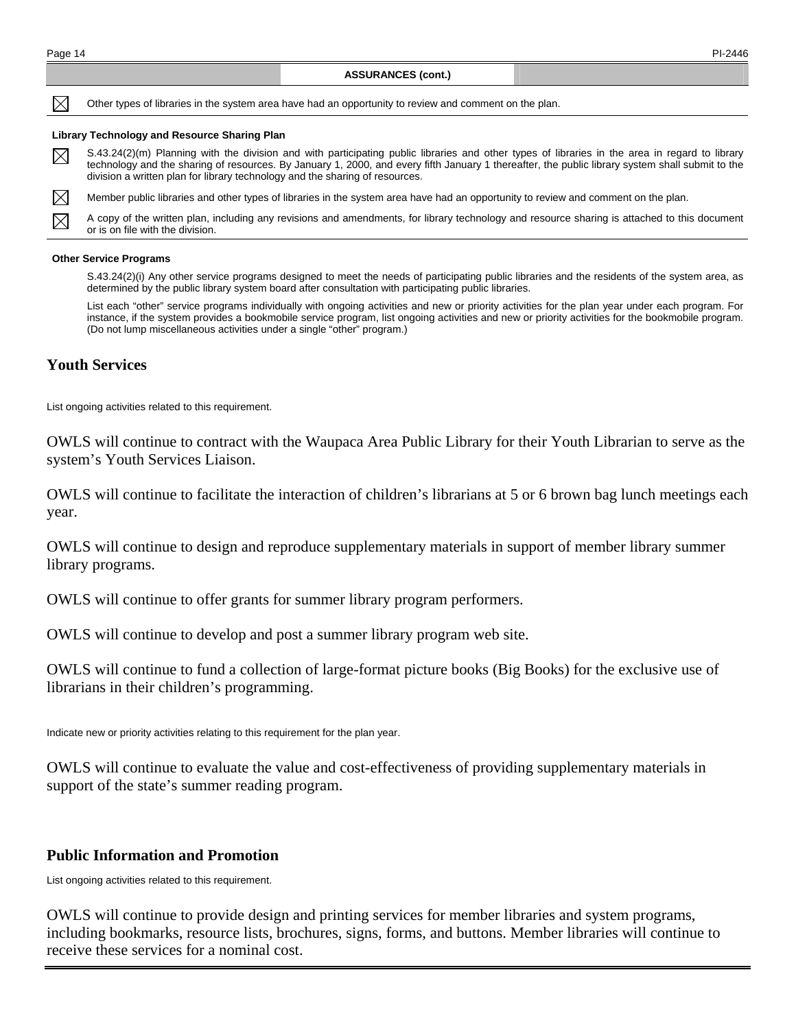**ASSURANCES (cont.)**

☒ Other types of libraries in the system area have had an opportunity to review and comment on the plan.

**Library Technology and Resource Sharing Plan**

☒ S.43.24(2)(m) Planning with the division and with participating public libraries and other types of libraries in the area in regard to library technology and the sharing of resources. By January 1, 2000, and every fifth January 1 thereafter, the public library system shall submit to the division a written plan for library technology and the sharing of resources.

☒ Member public libraries and other types of libraries in the system area have had an opportunity to review and comment on the plan.

☒ A copy of the written plan, including any revisions and amendments, for library technology and resource sharing is attached to this document or is on file with the division.

**Other Service Programs**

S.43.24(2)(i) Any other service programs designed to meet the needs of participating public libraries and the residents of the system area, as determined by the public library system board after consultation with participating public libraries.

List each "other" service programs individually with ongoing activities and new or priority activities for the plan year under each program. For instance, if the system provides a bookmobile service program, list ongoing activities and new or priority activities for the bookmobile program. (Do not lump miscellaneous activities under a single "other" program.)

## Youth Services

List ongoing activities related to this requirement.

OWLS will continue to contract with the Waupaca Area Public Library for their Youth Librarian to serve as the system's Youth Services Liaison.

OWLS will continue to facilitate the interaction of children's librarians at 5 or 6 brown bag lunch meetings each year.

OWLS will continue to design and reproduce supplementary materials in support of member library summer library programs.

OWLS will continue to offer grants for summer library program performers.

OWLS will continue to develop and post a summer library program web site.

OWLS will continue to fund a collection of large-format picture books (Big Books) for the exclusive use of librarians in their children's programming.

Indicate new or priority activities relating to this requirement for the plan year.

OWLS will continue to evaluate the value and cost-effectiveness of providing supplementary materials in support of the state's summer reading program.

## Public Information and Promotion

List ongoing activities related to this requirement.

OWLS will continue to provide design and printing services for member libraries and system programs, including bookmarks, resource lists, brochures, signs, forms, and buttons. Member libraries will continue to receive these services for a nominal cost.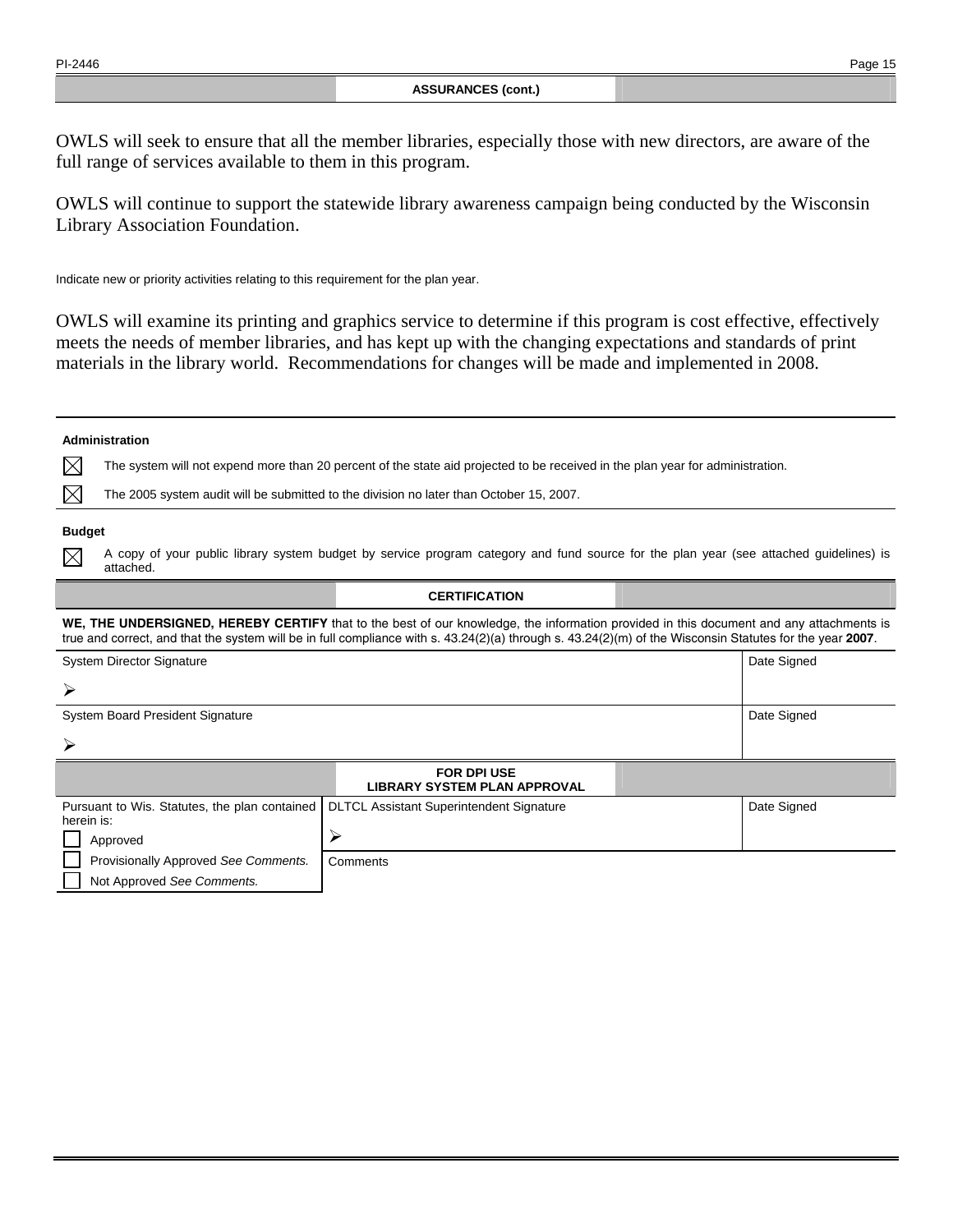## ASSURANCES (cont.)

OWLS will seek to ensure that all the member libraries, especially those with new directors, are aware of the full range of services available to them in this program.

OWLS will continue to support the statewide library awareness campaign being conducted by the Wisconsin Library Association Foundation.

Indicate new or priority activities relating to this requirement for the plan year.

OWLS will examine its printing and graphics service to determine if this program is cost effective, effectively meets the needs of member libraries, and has kept up with the changing expectations and standards of print materials in the library world. Recommendations for changes will be made and implemented in 2008.

**Administration**

- [x] The system will not expend more than 20 percent of the state aid projected to be received in the plan year for administration.
- [x] The 2005 system audit will be submitted to the division no later than October 15, 2007.

**Budget**

- [x] A copy of your public library system budget by service program category and fund source for the plan year (see attached guidelines) is attached.

## CERTIFICATION

**WE, THE UNDERSIGNED, HEREBY CERTIFY** that to the best of our knowledge, the information provided in this document and any attachments is true and correct, and that the system will be in full compliance with s. 43.24(2)(a) through s. 43.24(2)(m) of the Wisconsin Statutes for the year **2007**.

| System Director Signature | Date Signed |
|---|---|
| ➢ | |
| **System Board President Signature** | **Date Signed** |
| ➢ | |

## FOR DPI USE
## LIBRARY SYSTEM PLAN APPROVAL

| Pursuant to Wis. Statutes, the plan contained herein is: | DLTCL Assistant Superintendent Signature | Date Signed |
|---|---|---|
| ☐ Approved | ➢ | |
| ☐ Provisionally Approved *See Comments.* | Comments | |
| ☐ Not Approved *See Comments.* | | |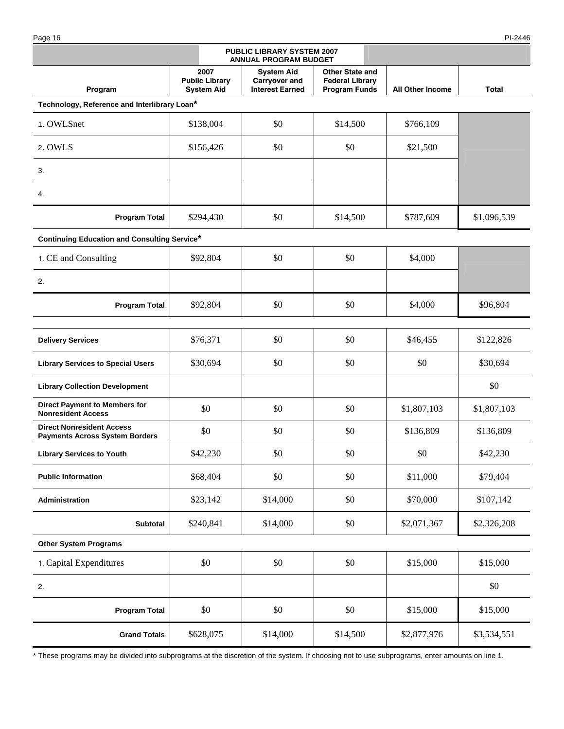## PUBLIC LIBRARY SYSTEM 2007 ANNUAL PROGRAM BUDGET

| Program | 2007 Public Library System Aid | System Aid Carryover and Interest Earned | Other State and Federal Library Program Funds | All Other Income | Total |
|---|---|---|---|---|---|
| **Technology, Reference and Interlibrary Loan*** | | | | | |
| 1. OWLSnet | $138,004 | $0 | $14,500 | $766,109 | |
| 2. OWLS | $156,426 | $0 | $0 | $21,500 | |
| 3. | | | | | |
| 4. | | | | | |
| **Program Total** | $294,430 | $0 | $14,500 | $787,609 | $1,096,539 |
| **Continuing Education and Consulting Service*** | | | | | |
| 1. CE and Consulting | $92,804 | $0 | $0 | $4,000 | |
| 2. | | | | | |
| **Program Total** | $92,804 | $0 | $0 | $4,000 | $96,804 |
| **Delivery Services** | $76,371 | $0 | $0 | $46,455 | $122,826 |
| **Library Services to Special Users** | $30,694 | $0 | $0 | $0 | $30,694 |
| **Library Collection Development** | | | | | $0 |
| **Direct Payment to Members for Nonresident Access** | $0 | $0 | $0 | $1,807,103 | $1,807,103 |
| **Direct Nonresident Access Payments Across System Borders** | $0 | $0 | $0 | $136,809 | $136,809 |
| **Library Services to Youth** | $42,230 | $0 | $0 | $0 | $42,230 |
| **Public Information** | $68,404 | $0 | $0 | $11,000 | $79,404 |
| **Administration** | $23,142 | $14,000 | $0 | $70,000 | $107,142 |
| **Subtotal** | $240,841 | $14,000 | $0 | $2,071,367 | $2,326,208 |
| **Other System Programs** | | | | | |
| 1. Capital Expenditures | $0 | $0 | $0 | $15,000 | $15,000 |
| 2. | | | | | $0 |
| **Program Total** | $0 | $0 | $0 | $15,000 | $15,000 |
| **Grand Totals** | $628,075 | $14,000 | $14,500 | $2,877,976 | $3,534,551 |

* These programs may be divided into subprograms at the discretion of the system. If choosing not to use subprograms, enter amounts on line 1.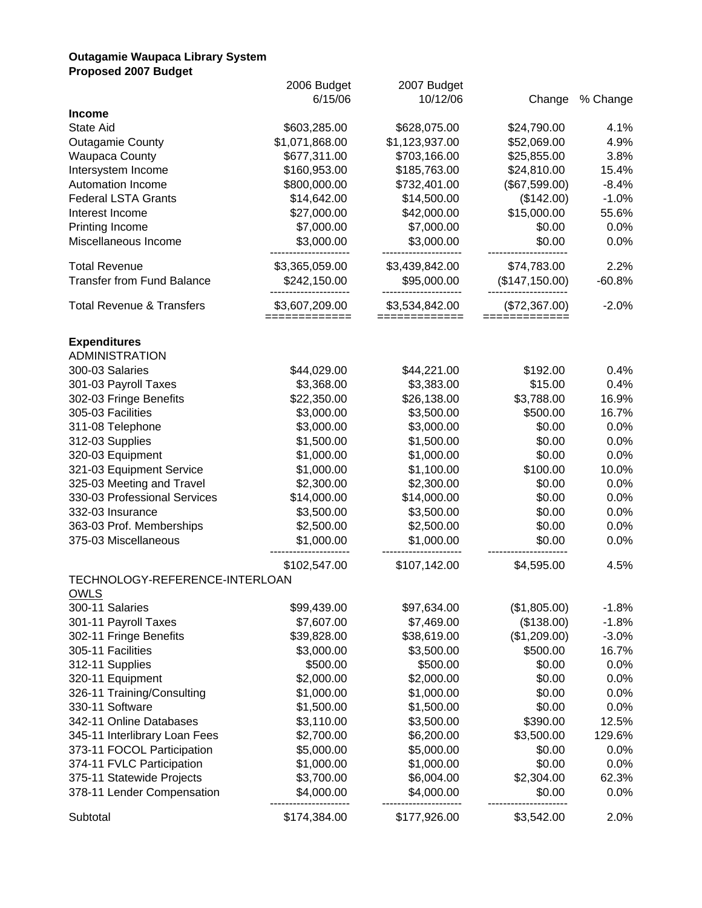**Outagamie Waupaca Library System**
**Proposed 2007 Budget**

| | 2006 Budget 6/15/06 | 2007 Budget 10/12/06 | Change | % Change |
|---|---|---|---|---|
| **Income** | | | | |
| State Aid | $603,285.00 | $628,075.00 | $24,790.00 | 4.1% |
| Outagamie County | $1,071,868.00 | $1,123,937.00 | $52,069.00 | 4.9% |
| Waupaca County | $677,311.00 | $703,166.00 | $25,855.00 | 3.8% |
| Intersystem Income | $160,953.00 | $185,763.00 | $24,810.00 | 15.4% |
| Automation Income | $800,000.00 | $732,401.00 | ($67,599.00) | -8.4% |
| Federal LSTA Grants | $14,642.00 | $14,500.00 | ($142.00) | -1.0% |
| Interest Income | $27,000.00 | $42,000.00 | $15,000.00 | 55.6% |
| Printing Income | $7,000.00 | $7,000.00 | $0.00 | 0.0% |
| Miscellaneous Income | $3,000.00 | $3,000.00 | $0.00 | 0.0% |
| Total Revenue | $3,365,059.00 | $3,439,842.00 | $74,783.00 | 2.2% |
| Transfer from Fund Balance | $242,150.00 | $95,000.00 | ($147,150.00) | -60.8% |
| Total Revenue & Transfers | $3,607,209.00 | $3,534,842.00 | ($72,367.00) | -2.0% |
| **Expenditures** | | | | |
| ADMINISTRATION | | | | |
| 300-03 Salaries | $44,029.00 | $44,221.00 | $192.00 | 0.4% |
| 301-03 Payroll Taxes | $3,368.00 | $3,383.00 | $15.00 | 0.4% |
| 302-03 Fringe Benefits | $22,350.00 | $26,138.00 | $3,788.00 | 16.9% |
| 305-03 Facilities | $3,000.00 | $3,500.00 | $500.00 | 16.7% |
| 311-08 Telephone | $3,000.00 | $3,000.00 | $0.00 | 0.0% |
| 312-03 Supplies | $1,500.00 | $1,500.00 | $0.00 | 0.0% |
| 320-03 Equipment | $1,000.00 | $1,000.00 | $0.00 | 0.0% |
| 321-03 Equipment Service | $1,000.00 | $1,100.00 | $100.00 | 10.0% |
| 325-03 Meeting and Travel | $2,300.00 | $2,300.00 | $0.00 | 0.0% |
| 330-03 Professional Services | $14,000.00 | $14,000.00 | $0.00 | 0.0% |
| 332-03 Insurance | $3,500.00 | $3,500.00 | $0.00 | 0.0% |
| 363-03 Prof. Memberships | $2,500.00 | $2,500.00 | $0.00 | 0.0% |
| 375-03 Miscellaneous | $1,000.00 | $1,000.00 | $0.00 | 0.0% |
| | $102,547.00 | $107,142.00 | $4,595.00 | 4.5% |
| TECHNOLOGY-REFERENCE-INTERLOAN | | | | |
| OWLS | | | | |
| 300-11 Salaries | $99,439.00 | $97,634.00 | ($1,805.00) | -1.8% |
| 301-11 Payroll Taxes | $7,607.00 | $7,469.00 | ($138.00) | -1.8% |
| 302-11 Fringe Benefits | $39,828.00 | $38,619.00 | ($1,209.00) | -3.0% |
| 305-11 Facilities | $3,000.00 | $3,500.00 | $500.00 | 16.7% |
| 312-11 Supplies | $500.00 | $500.00 | $0.00 | 0.0% |
| 320-11 Equipment | $2,000.00 | $2,000.00 | $0.00 | 0.0% |
| 326-11 Training/Consulting | $1,000.00 | $1,000.00 | $0.00 | 0.0% |
| 330-11 Software | $1,500.00 | $1,500.00 | $0.00 | 0.0% |
| 342-11 Online Databases | $3,110.00 | $3,500.00 | $390.00 | 12.5% |
| 345-11 Interlibrary Loan Fees | $2,700.00 | $6,200.00 | $3,500.00 | 129.6% |
| 373-11 FOCOL Participation | $5,000.00 | $5,000.00 | $0.00 | 0.0% |
| 374-11 FVLC Participation | $1,000.00 | $1,000.00 | $0.00 | 0.0% |
| 375-11 Statewide Projects | $3,700.00 | $6,004.00 | $2,304.00 | 62.3% |
| 378-11 Lender Compensation | $4,000.00 | $4,000.00 | $0.00 | 0.0% |
| Subtotal | $174,384.00 | $177,926.00 | $3,542.00 | 2.0% |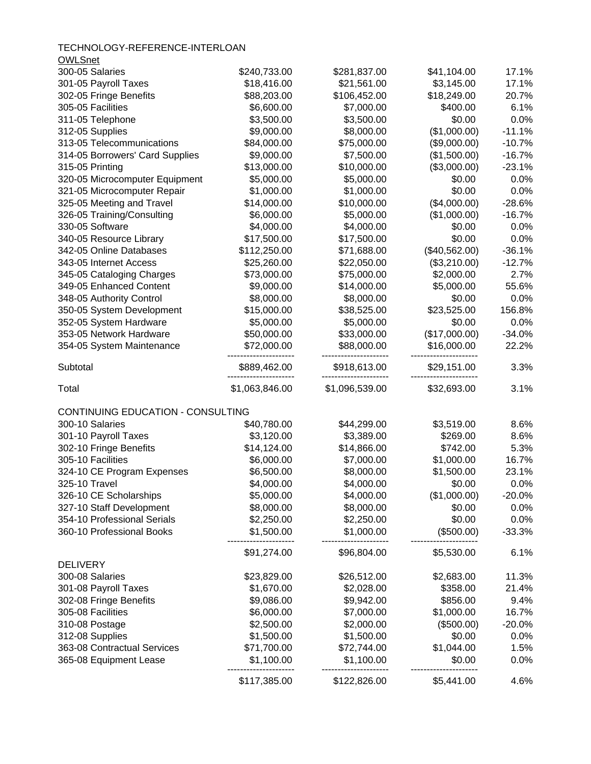TECHNOLOGY-REFERENCE-INTERLOAN

OWLSnet

| | | | | |
|---|---|---|---|---|
| 300-05 Salaries | $240,733.00 | $281,837.00 | $41,104.00 | 17.1% |
| 301-05 Payroll Taxes | $18,416.00 | $21,561.00 | $3,145.00 | 17.1% |
| 302-05 Fringe Benefits | $88,203.00 | $106,452.00 | $18,249.00 | 20.7% |
| 305-05 Facilities | $6,600.00 | $7,000.00 | $400.00 | 6.1% |
| 311-05 Telephone | $3,500.00 | $3,500.00 | $0.00 | 0.0% |
| 312-05 Supplies | $9,000.00 | $8,000.00 | ($1,000.00) | -11.1% |
| 313-05 Telecommunications | $84,000.00 | $75,000.00 | ($9,000.00) | -10.7% |
| 314-05 Borrowers' Card Supplies | $9,000.00 | $7,500.00 | ($1,500.00) | -16.7% |
| 315-05 Printing | $13,000.00 | $10,000.00 | ($3,000.00) | -23.1% |
| 320-05 Microcomputer Equipment | $5,000.00 | $5,000.00 | $0.00 | 0.0% |
| 321-05 Microcomputer Repair | $1,000.00 | $1,000.00 | $0.00 | 0.0% |
| 325-05 Meeting and Travel | $14,000.00 | $10,000.00 | ($4,000.00) | -28.6% |
| 326-05 Training/Consulting | $6,000.00 | $5,000.00 | ($1,000.00) | -16.7% |
| 330-05 Software | $4,000.00 | $4,000.00 | $0.00 | 0.0% |
| 340-05 Resource Library | $17,500.00 | $17,500.00 | $0.00 | 0.0% |
| 342-05 Online Databases | $112,250.00 | $71,688.00 | ($40,562.00) | -36.1% |
| 343-05 Internet Access | $25,260.00 | $22,050.00 | ($3,210.00) | -12.7% |
| 345-05 Cataloging Charges | $73,000.00 | $75,000.00 | $2,000.00 | 2.7% |
| 349-05 Enhanced Content | $9,000.00 | $14,000.00 | $5,000.00 | 55.6% |
| 348-05 Authority Control | $8,000.00 | $8,000.00 | $0.00 | 0.0% |
| 350-05 System Development | $15,000.00 | $38,525.00 | $23,525.00 | 156.8% |
| 352-05 System Hardware | $5,000.00 | $5,000.00 | $0.00 | 0.0% |
| 353-05 Network Hardware | $50,000.00 | $33,000.00 | ($17,000.00) | -34.0% |
| 354-05 System Maintenance | $72,000.00 | $88,000.00 | $16,000.00 | 22.2% |
| Subtotal | $889,462.00 | $918,613.00 | $29,151.00 | 3.3% |
| Total | $1,063,846.00 | $1,096,539.00 | $32,693.00 | 3.1% |

CONTINUING EDUCATION - CONSULTING

| | | | | |
|---|---|---|---|---|
| 300-10 Salaries | $40,780.00 | $44,299.00 | $3,519.00 | 8.6% |
| 301-10 Payroll Taxes | $3,120.00 | $3,389.00 | $269.00 | 8.6% |
| 302-10 Fringe Benefits | $14,124.00 | $14,866.00 | $742.00 | 5.3% |
| 305-10 Facilities | $6,000.00 | $7,000.00 | $1,000.00 | 16.7% |
| 324-10 CE Program Expenses | $6,500.00 | $8,000.00 | $1,500.00 | 23.1% |
| 325-10 Travel | $4,000.00 | $4,000.00 | $0.00 | 0.0% |
| 326-10 CE Scholarships | $5,000.00 | $4,000.00 | ($1,000.00) | -20.0% |
| 327-10 Staff Development | $8,000.00 | $8,000.00 | $0.00 | 0.0% |
| 354-10 Professional Serials | $2,250.00 | $2,250.00 | $0.00 | 0.0% |
| 360-10 Professional Books | $1,500.00 | $1,000.00 | ($500.00) | -33.3% |
| | $91,274.00 | $96,804.00 | $5,530.00 | 6.1% |

DELIVERY

| | | | | |
|---|---|---|---|---|
| 300-08 Salaries | $23,829.00 | $26,512.00 | $2,683.00 | 11.3% |
| 301-08 Payroll Taxes | $1,670.00 | $2,028.00 | $358.00 | 21.4% |
| 302-08 Fringe Benefits | $9,086.00 | $9,942.00 | $856.00 | 9.4% |
| 305-08 Facilities | $6,000.00 | $7,000.00 | $1,000.00 | 16.7% |
| 310-08 Postage | $2,500.00 | $2,000.00 | ($500.00) | -20.0% |
| 312-08 Supplies | $1,500.00 | $1,500.00 | $0.00 | 0.0% |
| 363-08 Contractual Services | $71,700.00 | $72,744.00 | $1,044.00 | 1.5% |
| 365-08 Equipment Lease | $1,100.00 | $1,100.00 | $0.00 | 0.0% |
| | $117,385.00 | $122,826.00 | $5,441.00 | 4.6% |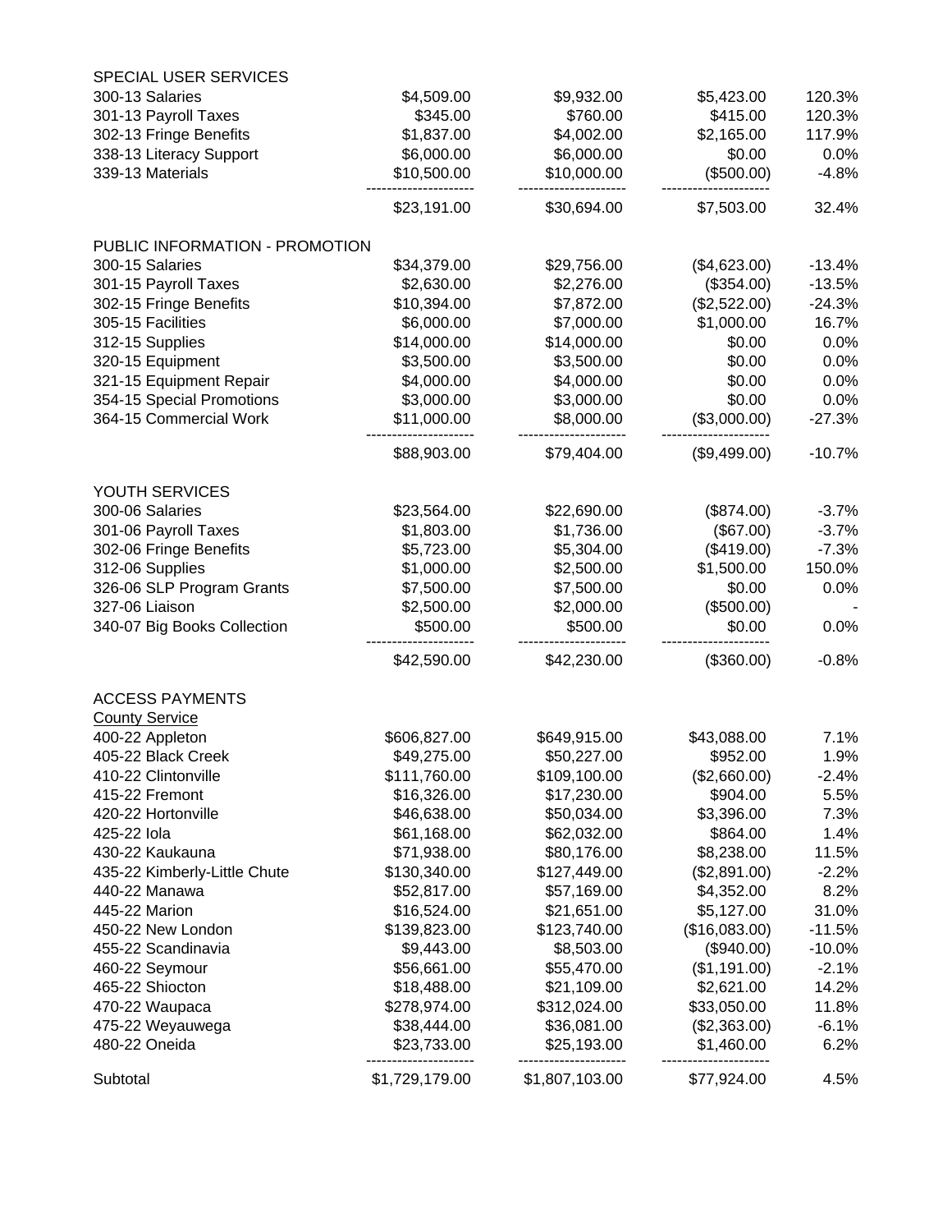| | | | | |
|---|---|---|---|---|
| SPECIAL USER SERVICES | | | | |
| 300-13 Salaries | $4,509.00 | $9,932.00 | $5,423.00 | 120.3% |
| 301-13 Payroll Taxes | $345.00 | $760.00 | $415.00 | 120.3% |
| 302-13 Fringe Benefits | $1,837.00 | $4,002.00 | $2,165.00 | 117.9% |
| 338-13 Literacy Support | $6,000.00 | $6,000.00 | $0.00 | 0.0% |
| 339-13 Materials | $10,500.00 | $10,000.00 | ($500.00) | -4.8% |
| | $23,191.00 | $30,694.00 | $7,503.00 | 32.4% |
| PUBLIC INFORMATION - PROMOTION | | | | |
| 300-15 Salaries | $34,379.00 | $29,756.00 | ($4,623.00) | -13.4% |
| 301-15 Payroll Taxes | $2,630.00 | $2,276.00 | ($354.00) | -13.5% |
| 302-15 Fringe Benefits | $10,394.00 | $7,872.00 | ($2,522.00) | -24.3% |
| 305-15 Facilities | $6,000.00 | $7,000.00 | $1,000.00 | 16.7% |
| 312-15 Supplies | $14,000.00 | $14,000.00 | $0.00 | 0.0% |
| 320-15 Equipment | $3,500.00 | $3,500.00 | $0.00 | 0.0% |
| 321-15 Equipment Repair | $4,000.00 | $4,000.00 | $0.00 | 0.0% |
| 354-15 Special Promotions | $3,000.00 | $3,000.00 | $0.00 | 0.0% |
| 364-15 Commercial Work | $11,000.00 | $8,000.00 | ($3,000.00) | -27.3% |
| | $88,903.00 | $79,404.00 | ($9,499.00) | -10.7% |
| YOUTH SERVICES | | | | |
| 300-06 Salaries | $23,564.00 | $22,690.00 | ($874.00) | -3.7% |
| 301-06 Payroll Taxes | $1,803.00 | $1,736.00 | ($67.00) | -3.7% |
| 302-06 Fringe Benefits | $5,723.00 | $5,304.00 | ($419.00) | -7.3% |
| 312-06 Supplies | $1,000.00 | $2,500.00 | $1,500.00 | 150.0% |
| 326-06 SLP Program Grants | $7,500.00 | $7,500.00 | $0.00 | 0.0% |
| 327-06 Liaison | $2,500.00 | $2,000.00 | ($500.00) | - |
| 340-07 Big Books Collection | $500.00 | $500.00 | $0.00 | 0.0% |
| | $42,590.00 | $42,230.00 | ($360.00) | -0.8% |
| ACCESS PAYMENTS | | | | |
| <u>County Service</u> | | | | |
| 400-22 Appleton | $606,827.00 | $649,915.00 | $43,088.00 | 7.1% |
| 405-22 Black Creek | $49,275.00 | $50,227.00 | $952.00 | 1.9% |
| 410-22 Clintonville | $111,760.00 | $109,100.00 | ($2,660.00) | -2.4% |
| 415-22 Fremont | $16,326.00 | $17,230.00 | $904.00 | 5.5% |
| 420-22 Hortonville | $46,638.00 | $50,034.00 | $3,396.00 | 7.3% |
| 425-22 Iola | $61,168.00 | $62,032.00 | $864.00 | 1.4% |
| 430-22 Kaukauna | $71,938.00 | $80,176.00 | $8,238.00 | 11.5% |
| 435-22 Kimberly-Little Chute | $130,340.00 | $127,449.00 | ($2,891.00) | -2.2% |
| 440-22 Manawa | $52,817.00 | $57,169.00 | $4,352.00 | 8.2% |
| 445-22 Marion | $16,524.00 | $21,651.00 | $5,127.00 | 31.0% |
| 450-22 New London | $139,823.00 | $123,740.00 | ($16,083.00) | -11.5% |
| 455-22 Scandinavia | $9,443.00 | $8,503.00 | ($940.00) | -10.0% |
| 460-22 Seymour | $56,661.00 | $55,470.00 | ($1,191.00) | -2.1% |
| 465-22 Shiocton | $18,488.00 | $21,109.00 | $2,621.00 | 14.2% |
| 470-22 Waupaca | $278,974.00 | $312,024.00 | $33,050.00 | 11.8% |
| 475-22 Weyauwega | $38,444.00 | $36,081.00 | ($2,363.00) | -6.1% |
| 480-22 Oneida | $23,733.00 | $25,193.00 | $1,460.00 | 6.2% |
| Subtotal | $1,729,179.00 | $1,807,103.00 | $77,924.00 | 4.5% |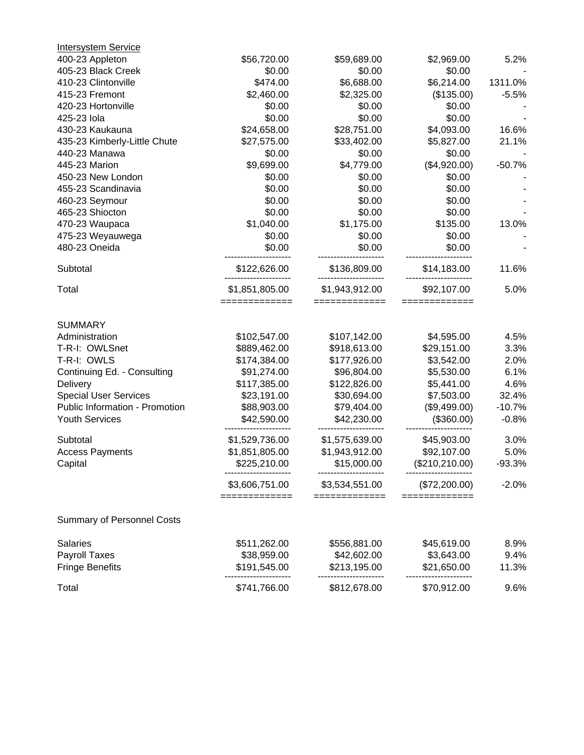| | | | | |
|---|---|---|---|---|
| Intersystem Service | | | | |
| 400-23 Appleton | $56,720.00 | $59,689.00 | $2,969.00 | 5.2% |
| 405-23 Black Creek | $0.00 | $0.00 | $0.00 | - |
| 410-23 Clintonville | $474.00 | $6,688.00 | $6,214.00 | 1311.0% |
| 415-23 Fremont | $2,460.00 | $2,325.00 | ($135.00) | -5.5% |
| 420-23 Hortonville | $0.00 | $0.00 | $0.00 | - |
| 425-23 Iola | $0.00 | $0.00 | $0.00 | - |
| 430-23 Kaukauna | $24,658.00 | $28,751.00 | $4,093.00 | 16.6% |
| 435-23 Kimberly-Little Chute | $27,575.00 | $33,402.00 | $5,827.00 | 21.1% |
| 440-23 Manawa | $0.00 | $0.00 | $0.00 | - |
| 445-23 Marion | $9,699.00 | $4,779.00 | ($4,920.00) | -50.7% |
| 450-23 New London | $0.00 | $0.00 | $0.00 | - |
| 455-23 Scandinavia | $0.00 | $0.00 | $0.00 | - |
| 460-23 Seymour | $0.00 | $0.00 | $0.00 | - |
| 465-23 Shiocton | $0.00 | $0.00 | $0.00 | - |
| 470-23 Waupaca | $1,040.00 | $1,175.00 | $135.00 | 13.0% |
| 475-23 Weyauwega | $0.00 | $0.00 | $0.00 | - |
| 480-23 Oneida | $0.00 | $0.00 | $0.00 | - |
| Subtotal | $122,626.00 | $136,809.00 | $14,183.00 | 11.6% |
| Total | $1,851,805.00 | $1,943,912.00 | $92,107.00 | 5.0% |

| | | | | |
|---|---|---|---|---|
| SUMMARY | | | | |
| Administration | $102,547.00 | $107,142.00 | $4,595.00 | 4.5% |
| T-R-I: OWLSnet | $889,462.00 | $918,613.00 | $29,151.00 | 3.3% |
| T-R-I: OWLS | $174,384.00 | $177,926.00 | $3,542.00 | 2.0% |
| Continuing Ed. - Consulting | $91,274.00 | $96,804.00 | $5,530.00 | 6.1% |
| Delivery | $117,385.00 | $122,826.00 | $5,441.00 | 4.6% |
| Special User Services | $23,191.00 | $30,694.00 | $7,503.00 | 32.4% |
| Public Information - Promotion | $88,903.00 | $79,404.00 | ($9,499.00) | -10.7% |
| Youth Services | $42,590.00 | $42,230.00 | ($360.00) | -0.8% |
| Subtotal | $1,529,736.00 | $1,575,639.00 | $45,903.00 | 3.0% |
| Access Payments | $1,851,805.00 | $1,943,912.00 | $92,107.00 | 5.0% |
| Capital | $225,210.00 | $15,000.00 | ($210,210.00) | -93.3% |
| | $3,606,751.00 | $3,534,551.00 | ($72,200.00) | -2.0% |

| | | | | |
|---|---|---|---|---|
| Summary of Personnel Costs | | | | |
| Salaries | $511,262.00 | $556,881.00 | $45,619.00 | 8.9% |
| Payroll Taxes | $38,959.00 | $42,602.00 | $3,643.00 | 9.4% |
| Fringe Benefits | $191,545.00 | $213,195.00 | $21,650.00 | 11.3% |
| Total | $741,766.00 | $812,678.00 | $70,912.00 | 9.6% |